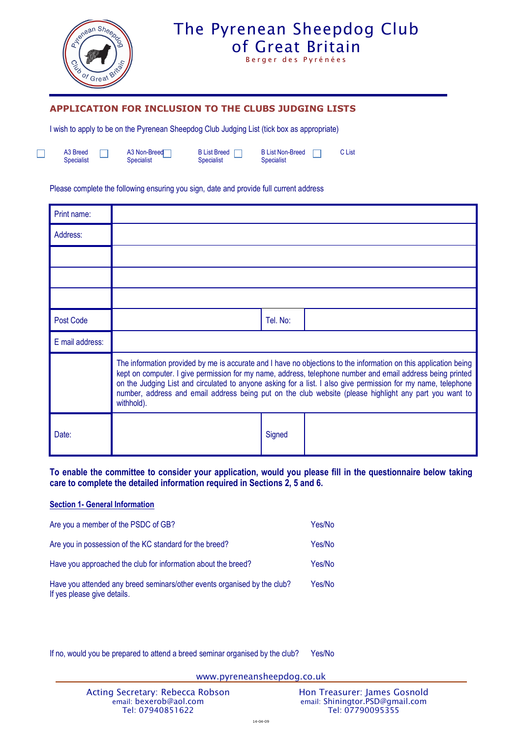# The Pyrenean Sheepdog Club of Great Britain

Berger des Pyrénées

## APPLICATION FOR INCLUSION TO THE CLUBS JUDGING LISTS

I wish to apply to be on the Pyrenean Sheepdog Club Judging List (tick box as appropriate)

☐ A3 Breed Specialist ☐ A3 Non-Breed Specialist ☐ B List Breed Specialist ☐ B List Non-Breed Specialist ☐ C List

Please complete the following ensuring you sign, date and provide full current address

| | | | |
|---|---|---|---|
| Print name: | | | |
| Address: | | | |
| | | | |
| | | | |
| | | | |
| Post Code | | Tel. No: | |
| E mail address: | | | |
| | The information provided by me is accurate and I have no objections to the information on this application being kept on computer. I give permission for my name, address, telephone number and email address being printed on the Judging List and circulated to anyone asking for a list. I also give permission for my name, telephone number, address and email address being put on the club website (please highlight any part you want to withhold). | | |
| Date: | | Signed | |

**To enable the committee to consider your application, would you please fill in the questionnaire below taking care to complete the detailed information required in Sections 2, 5 and 6.**

### Section 1- General Information

Are you a member of the PSDC of GB? Yes/No

Are you in possession of the KC standard for the breed? Yes/No

Have you approached the club for information about the breed? Yes/No

Have you attended any breed seminars/other events organised by the club? Yes/No
If yes please give details.

If no, would you be prepared to attend a breed seminar organised by the club? Yes/No

www.pyreneansheepdog.co.uk

Acting Secretary: Rebecca Robson
email: bexerob@aol.com
Tel: 07940851622

Hon Treasurer: James Gosnold
email: Shiningtor.PSD@gmail.com
Tel: 07790095355

14-04-09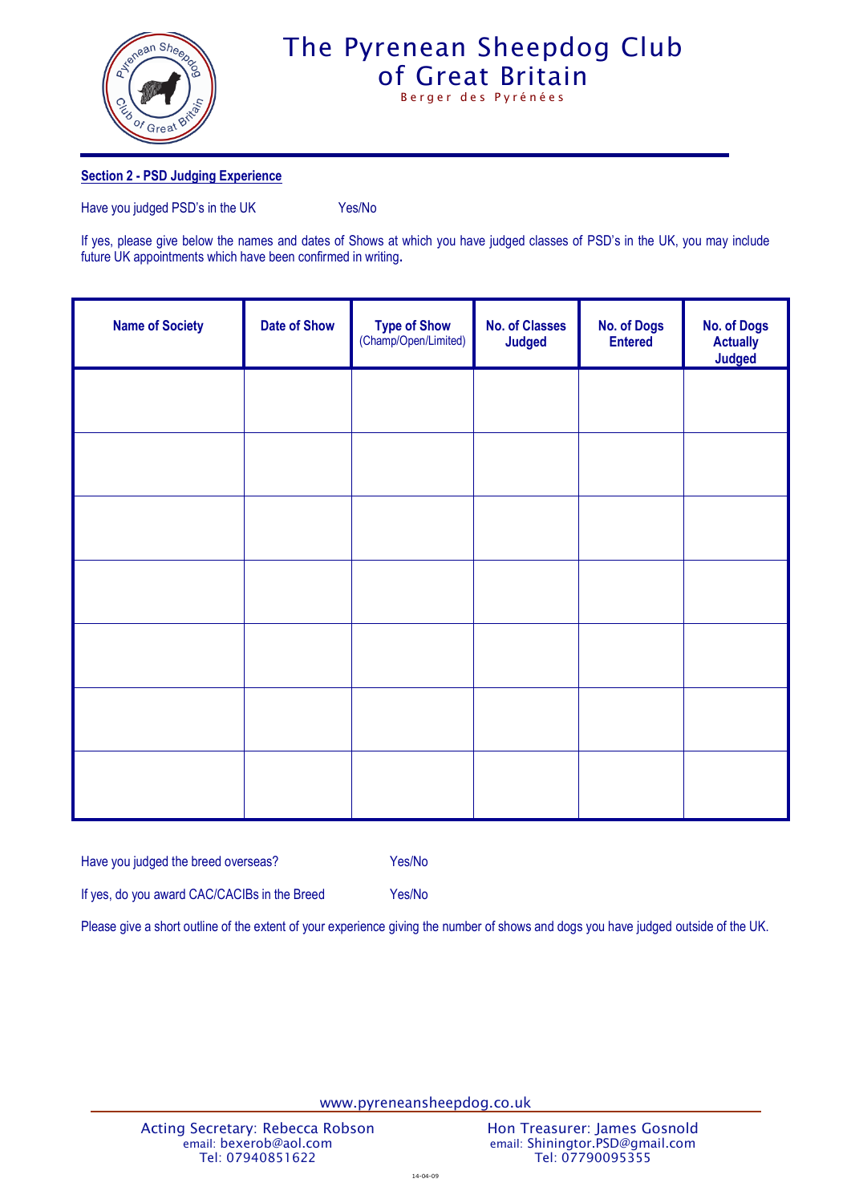# The Pyrenean Sheepdog Club of Great Britain

Berger des Pyrénées

**Section 2 - PSD Judging Experience**

Have you judged PSD's in the UK Yes/No

If yes, please give below the names and dates of Shows at which you have judged classes of PSD's in the UK, you may include future UK appointments which have been confirmed in writing.

| Name of Society | Date of Show | Type of Show (Champ/Open/Limited) | No. of Classes Judged | No. of Dogs Entered | No. of Dogs Actually Judged |
|---|---|---|---|---|---|
| | | | | | |
| | | | | | |
| | | | | | |
| | | | | | |
| | | | | | |
| | | | | | |
| | | | | | |

Have you judged the breed overseas? Yes/No

If yes, do you award CAC/CACIBs in the Breed Yes/No

Please give a short outline of the extent of your experience giving the number of shows and dogs you have judged outside of the UK.

www.pyreneansheepdog.co.uk

Acting Secretary: Rebecca Robson
email: bexerob@aol.com
Tel: 07940851622

Hon Treasurer: James Gosnold
email: Shiningtor.PSD@gmail.com
Tel: 07790095355

14-04-09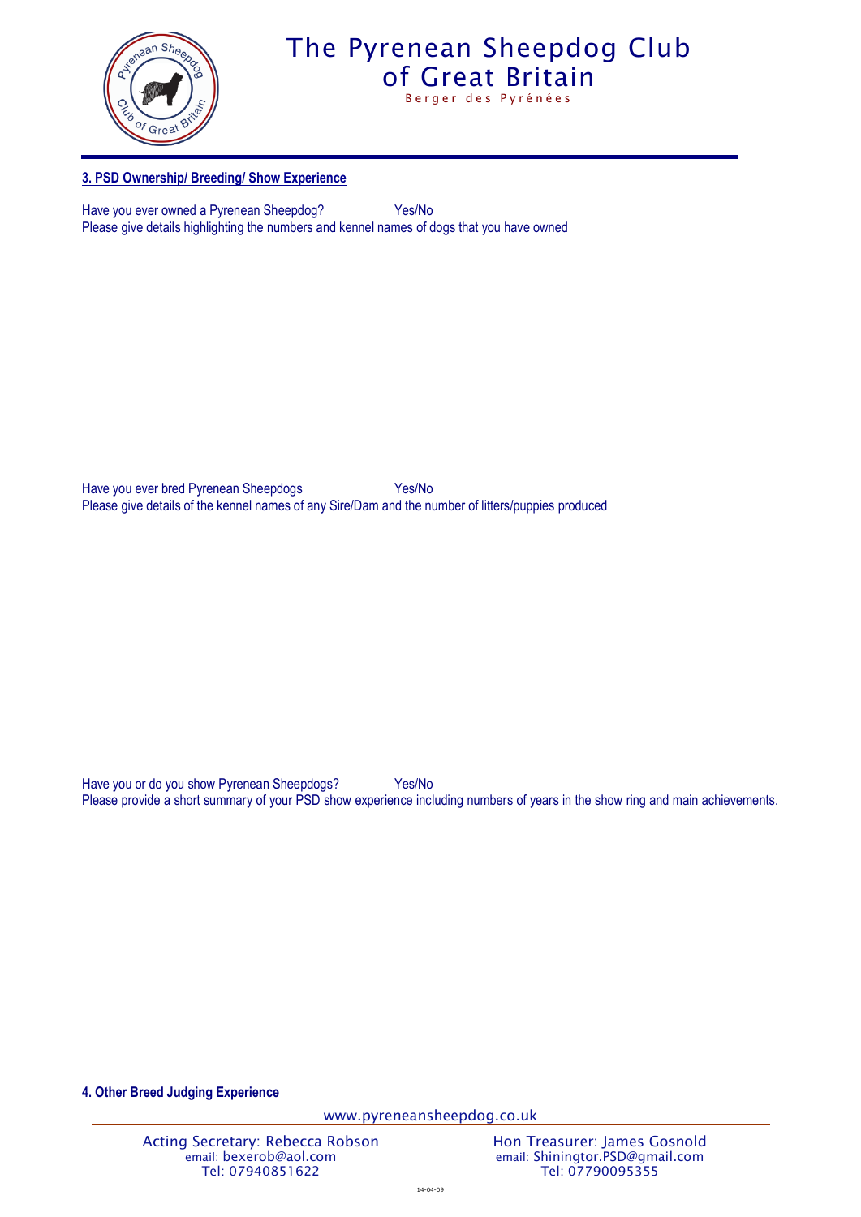## 3. PSD Ownership/ Breeding/ Show Experience

Have you ever owned a Pyrenean Sheepdog? Yes/No

Please give details highlighting the numbers and kennel names of dogs that you have owned

Have you ever bred Pyrenean Sheepdogs Yes/No

Please give details of the kennel names of any Sire/Dam and the number of litters/puppies produced

Have you or do you show Pyrenean Sheepdogs? Yes/No

Please provide a short summary of your PSD show experience including numbers of years in the show ring and main achievements.

## 4. Other Breed Judging Experience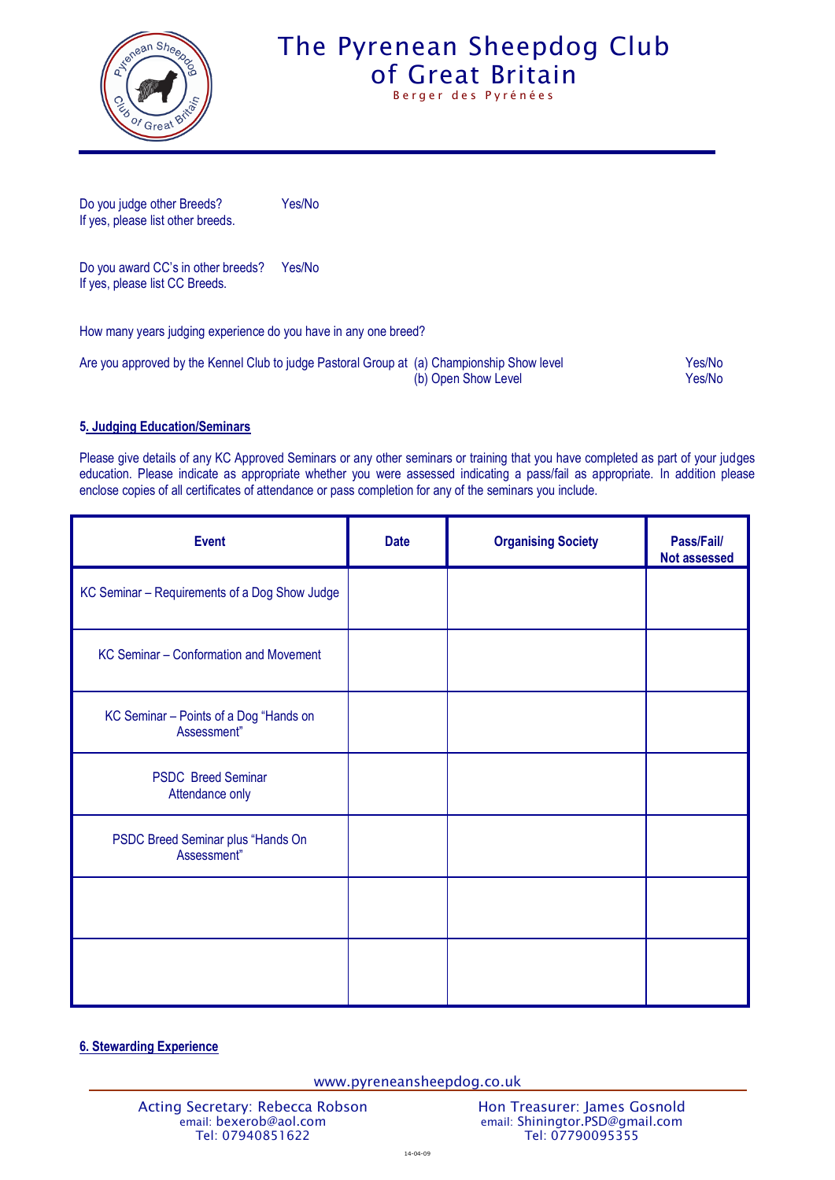Do you judge other Breeds? Yes/No
If yes, please list other breeds.

Do you award CC's in other breeds? Yes/No
If yes, please list CC Breeds.

How many years judging experience do you have in any one breed?

Are you approved by the Kennel Club to judge Pastoral Group at (a) Championship Show level Yes/No
(b) Open Show Level Yes/No

**5. Judging Education/Seminars**

Please give details of any KC Approved Seminars or any other seminars or training that you have completed as part of your judges education. Please indicate as appropriate whether you were assessed indicating a pass/fail as appropriate. In addition please enclose copies of all certificates of attendance or pass completion for any of the seminars you include.

| Event | Date | Organising Society | Pass/Fail/ Not assessed |
|---|---|---|---|
| KC Seminar – Requirements of a Dog Show Judge | | | |
| KC Seminar – Conformation and Movement | | | |
| KC Seminar – Points of a Dog "Hands on Assessment" | | | |
| PSDC Breed Seminar Attendance only | | | |
| PSDC Breed Seminar plus "Hands On Assessment" | | | |
| | | | |
| | | | |

**6. Stewarding Experience**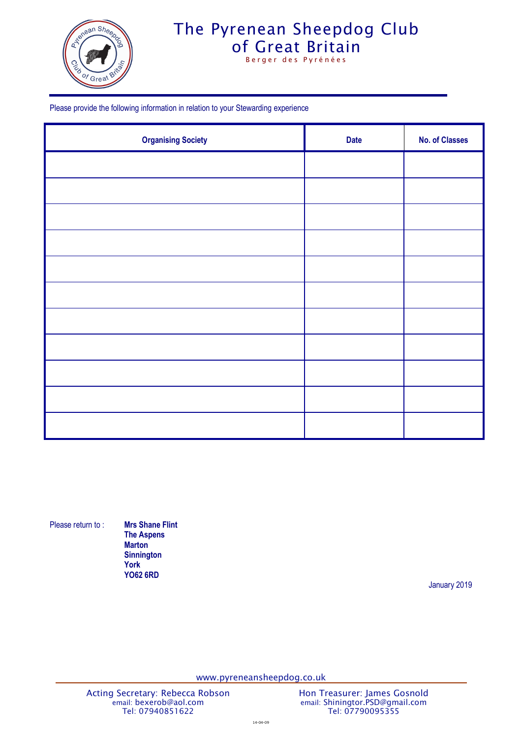# The Pyrenean Sheepdog Club of Great Britain

Berger des Pyrénées

Please provide the following information in relation to your Stewarding experience

| Organising Society | Date | No. of Classes |
|---|---|---|
| | | |
| | | |
| | | |
| | | |
| | | |
| | | |
| | | |
| | | |
| | | |
| | | |
| | | |

Please return to : **Mrs Shane Flint**
**The Aspens**
**Marton**
**Sinnington**
**York**
**YO62 6RD**

January 2019

www.pyreneansheepdog.co.uk

Acting Secretary: Rebecca Robson
email: bexerob@aol.com
Tel: 07940851622

Hon Treasurer: James Gosnold
email: Shiningtor.PSD@gmail.com
Tel: 07790095355

14-04-09